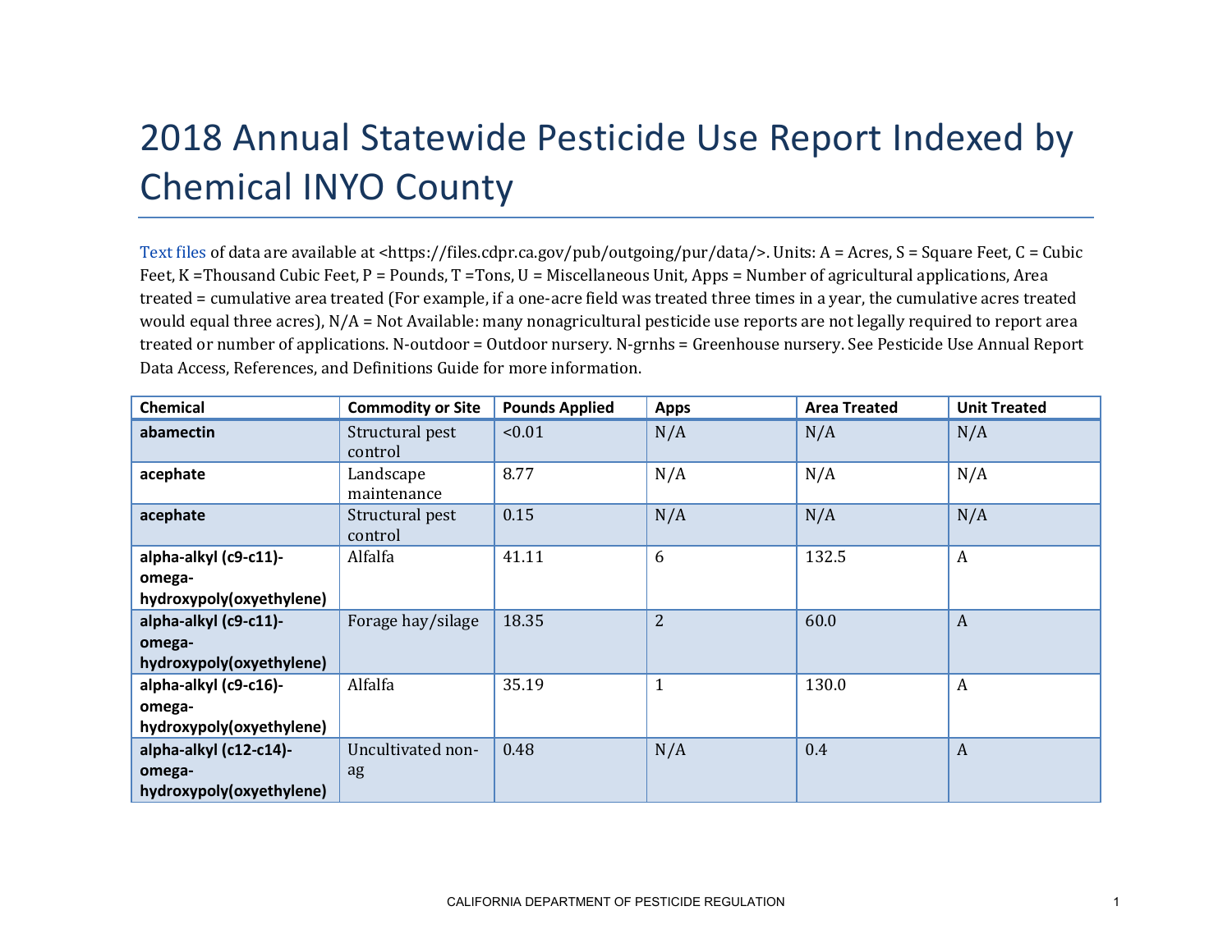# 2018 Annual Statewide Pesticide Use Report Indexed by Chemical INYO County

Text files of data are available at <https://files.cdpr.ca.gov/pub/outgoing/pur/data/>. Units: A = Acres, S = Square Feet, C = Cubic Feet, K =Thousand Cubic Feet, P = Pounds, T =Tons, U = Miscellaneous Unit, Apps = Number of agricultural applications, Area treated = cumulative area treated (For example, if a one-acre field was treated three times in a year, the cumulative acres treated would equal three acres), N/A = Not Available: many nonagricultural pesticide use reports are not legally required to report area treated or number of applications. N-outdoor = Outdoor nursery. N-grnhs = Greenhouse nursery. See Pesticide Use Annual Report Data Access, References, and Definitions Guide for more information.

| Chemical | Commodity or Site | Pounds Applied | Apps | Area Treated | Unit Treated |
|---|---|---|---|---|---|
| **abamectin** | Structural pest control | <0.01 | N/A | N/A | N/A |
| **acephate** | Landscape maintenance | 8.77 | N/A | N/A | N/A |
| **acephate** | Structural pest control | 0.15 | N/A | N/A | N/A |
| **alpha-alkyl (c9-c11)-omega-hydroxypoly(oxyethylene)** | Alfalfa | 41.11 | 6 | 132.5 | A |
| **alpha-alkyl (c9-c11)-omega-hydroxypoly(oxyethylene)** | Forage hay/silage | 18.35 | 2 | 60.0 | A |
| **alpha-alkyl (c9-c16)-omega-hydroxypoly(oxyethylene)** | Alfalfa | 35.19 | 1 | 130.0 | A |
| **alpha-alkyl (c12-c14)-omega-hydroxypoly(oxyethylene)** | Uncultivated non-ag | 0.48 | N/A | 0.4 | A |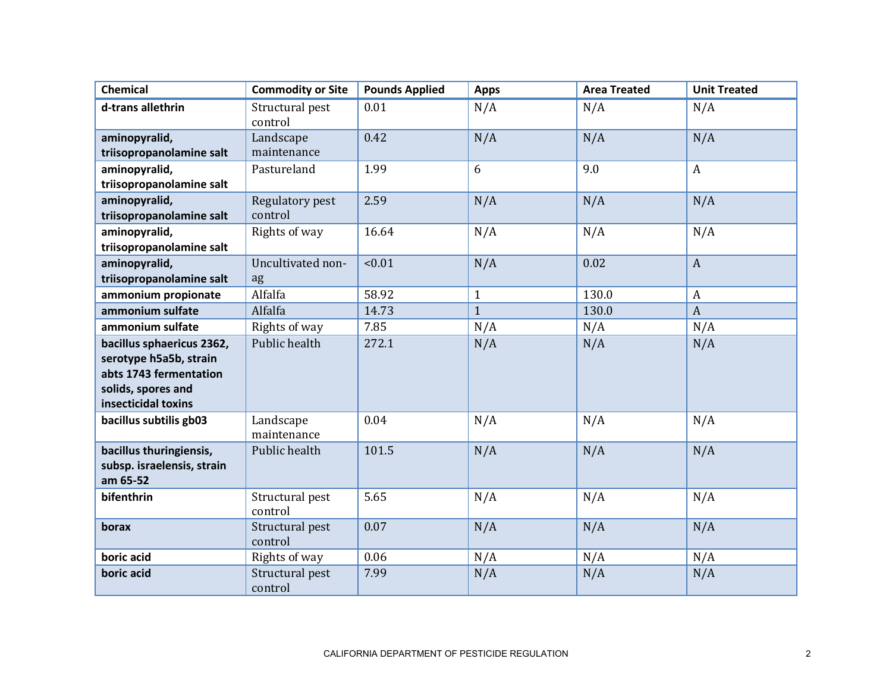| Chemical | Commodity or Site | Pounds Applied | Apps | Area Treated | Unit Treated |
|---|---|---|---|---|---|
| **d-trans allethrin** | Structural pest control | 0.01 | N/A | N/A | N/A |
| **aminopyralid, triisopropanolamine salt** | Landscape maintenance | 0.42 | N/A | N/A | N/A |
| **aminopyralid, triisopropanolamine salt** | Pastureland | 1.99 | 6 | 9.0 | A |
| **aminopyralid, triisopropanolamine salt** | Regulatory pest control | 2.59 | N/A | N/A | N/A |
| **aminopyralid, triisopropanolamine salt** | Rights of way | 16.64 | N/A | N/A | N/A |
| **aminopyralid, triisopropanolamine salt** | Uncultivated non-ag | <0.01 | N/A | 0.02 | A |
| **ammonium propionate** | Alfalfa | 58.92 | 1 | 130.0 | A |
| **ammonium sulfate** | Alfalfa | 14.73 | 1 | 130.0 | A |
| **ammonium sulfate** | Rights of way | 7.85 | N/A | N/A | N/A |
| **bacillus sphaericus 2362, serotype h5a5b, strain abts 1743 fermentation solids, spores and insecticidal toxins** | Public health | 272.1 | N/A | N/A | N/A |
| **bacillus subtilis gb03** | Landscape maintenance | 0.04 | N/A | N/A | N/A |
| **bacillus thuringiensis, subsp. israelensis, strain am 65-52** | Public health | 101.5 | N/A | N/A | N/A |
| **bifenthrin** | Structural pest control | 5.65 | N/A | N/A | N/A |
| **borax** | Structural pest control | 0.07 | N/A | N/A | N/A |
| **boric acid** | Rights of way | 0.06 | N/A | N/A | N/A |
| **boric acid** | Structural pest control | 7.99 | N/A | N/A | N/A |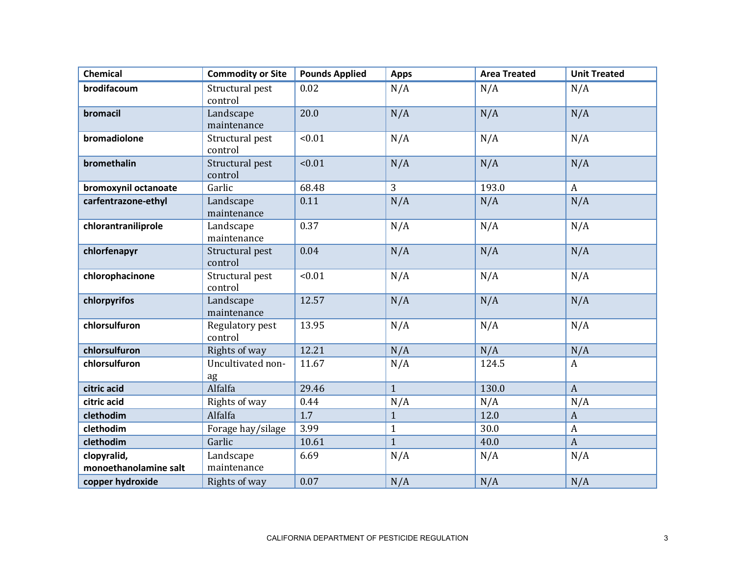| Chemical | Commodity or Site | Pounds Applied | Apps | Area Treated | Unit Treated |
|---|---|---|---|---|---|
| **brodifacoum** | Structural pest control | 0.02 | N/A | N/A | N/A |
| **bromacil** | Landscape maintenance | 20.0 | N/A | N/A | N/A |
| **bromadiolone** | Structural pest control | <0.01 | N/A | N/A | N/A |
| **bromethalin** | Structural pest control | <0.01 | N/A | N/A | N/A |
| **bromoxynil octanoate** | Garlic | 68.48 | 3 | 193.0 | A |
| **carfentrazone-ethyl** | Landscape maintenance | 0.11 | N/A | N/A | N/A |
| **chlorantraniliprole** | Landscape maintenance | 0.37 | N/A | N/A | N/A |
| **chlorfenapyr** | Structural pest control | 0.04 | N/A | N/A | N/A |
| **chlorophacinone** | Structural pest control | <0.01 | N/A | N/A | N/A |
| **chlorpyrifos** | Landscape maintenance | 12.57 | N/A | N/A | N/A |
| **chlorsulfuron** | Regulatory pest control | 13.95 | N/A | N/A | N/A |
| **chlorsulfuron** | Rights of way | 12.21 | N/A | N/A | N/A |
| **chlorsulfuron** | Uncultivated non-ag | 11.67 | N/A | 124.5 | A |
| **citric acid** | Alfalfa | 29.46 | 1 | 130.0 | A |
| **citric acid** | Rights of way | 0.44 | N/A | N/A | N/A |
| **clethodim** | Alfalfa | 1.7 | 1 | 12.0 | A |
| **clethodim** | Forage hay/silage | 3.99 | 1 | 30.0 | A |
| **clethodim** | Garlic | 10.61 | 1 | 40.0 | A |
| **clopyralid, monoethanolamine salt** | Landscape maintenance | 6.69 | N/A | N/A | N/A |
| **copper hydroxide** | Rights of way | 0.07 | N/A | N/A | N/A |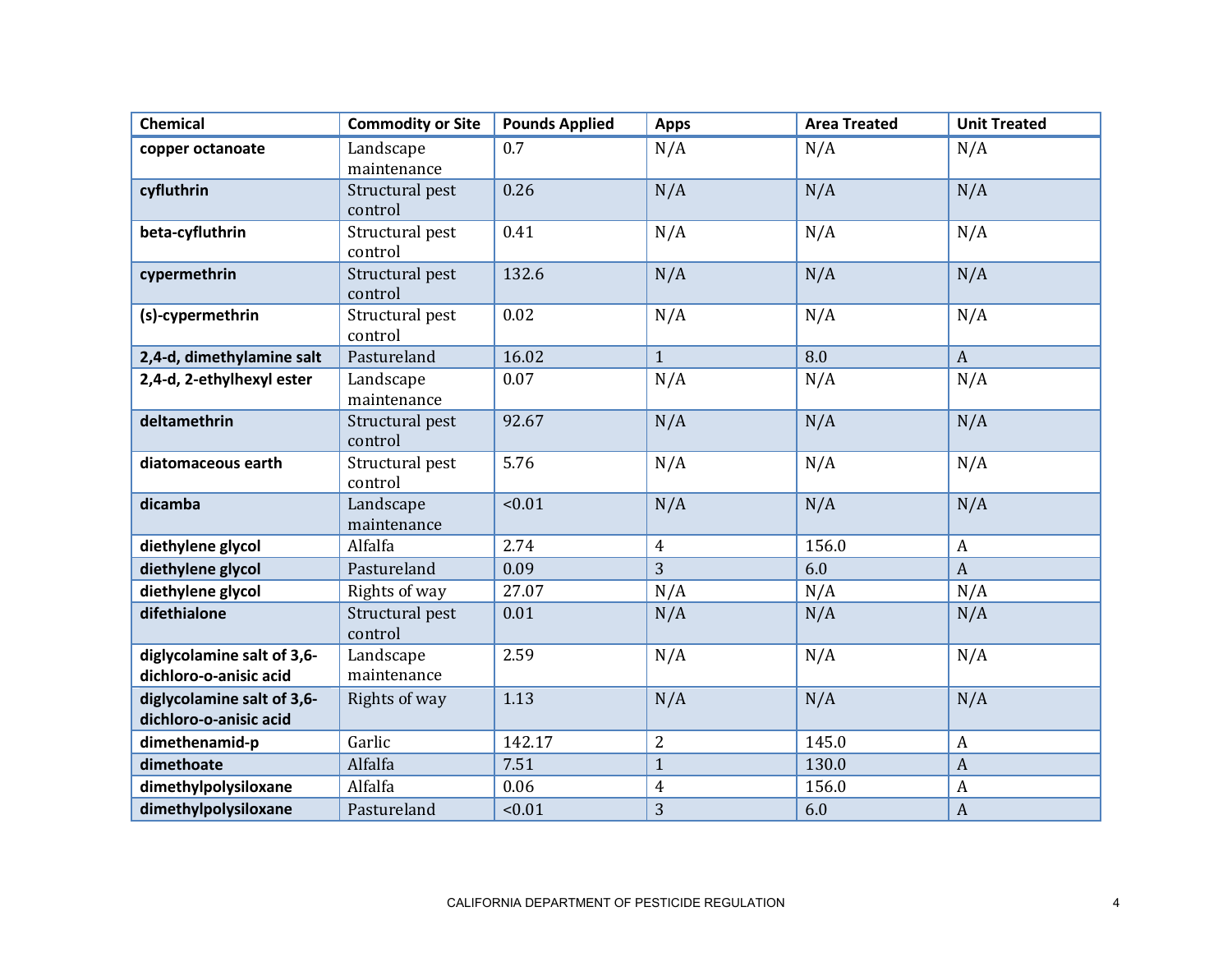| Chemical | Commodity or Site | Pounds Applied | Apps | Area Treated | Unit Treated |
|---|---|---|---|---|---|
| **copper octanoate** | Landscape maintenance | 0.7 | N/A | N/A | N/A |
| **cyfluthrin** | Structural pest control | 0.26 | N/A | N/A | N/A |
| **beta-cyfluthrin** | Structural pest control | 0.41 | N/A | N/A | N/A |
| **cypermethrin** | Structural pest control | 132.6 | N/A | N/A | N/A |
| **(s)-cypermethrin** | Structural pest control | 0.02 | N/A | N/A | N/A |
| **2,4-d, dimethylamine salt** | Pastureland | 16.02 | 1 | 8.0 | A |
| **2,4-d, 2-ethylhexyl ester** | Landscape maintenance | 0.07 | N/A | N/A | N/A |
| **deltamethrin** | Structural pest control | 92.67 | N/A | N/A | N/A |
| **diatomaceous earth** | Structural pest control | 5.76 | N/A | N/A | N/A |
| **dicamba** | Landscape maintenance | <0.01 | N/A | N/A | N/A |
| **diethylene glycol** | Alfalfa | 2.74 | 4 | 156.0 | A |
| **diethylene glycol** | Pastureland | 0.09 | 3 | 6.0 | A |
| **diethylene glycol** | Rights of way | 27.07 | N/A | N/A | N/A |
| **difethialone** | Structural pest control | 0.01 | N/A | N/A | N/A |
| **diglycolamine salt of 3,6-dichloro-o-anisic acid** | Landscape maintenance | 2.59 | N/A | N/A | N/A |
| **diglycolamine salt of 3,6-dichloro-o-anisic acid** | Rights of way | 1.13 | N/A | N/A | N/A |
| **dimethenamid-p** | Garlic | 142.17 | 2 | 145.0 | A |
| **dimethoate** | Alfalfa | 7.51 | 1 | 130.0 | A |
| **dimethylpolysiloxane** | Alfalfa | 0.06 | 4 | 156.0 | A |
| **dimethylpolysiloxane** | Pastureland | <0.01 | 3 | 6.0 | A |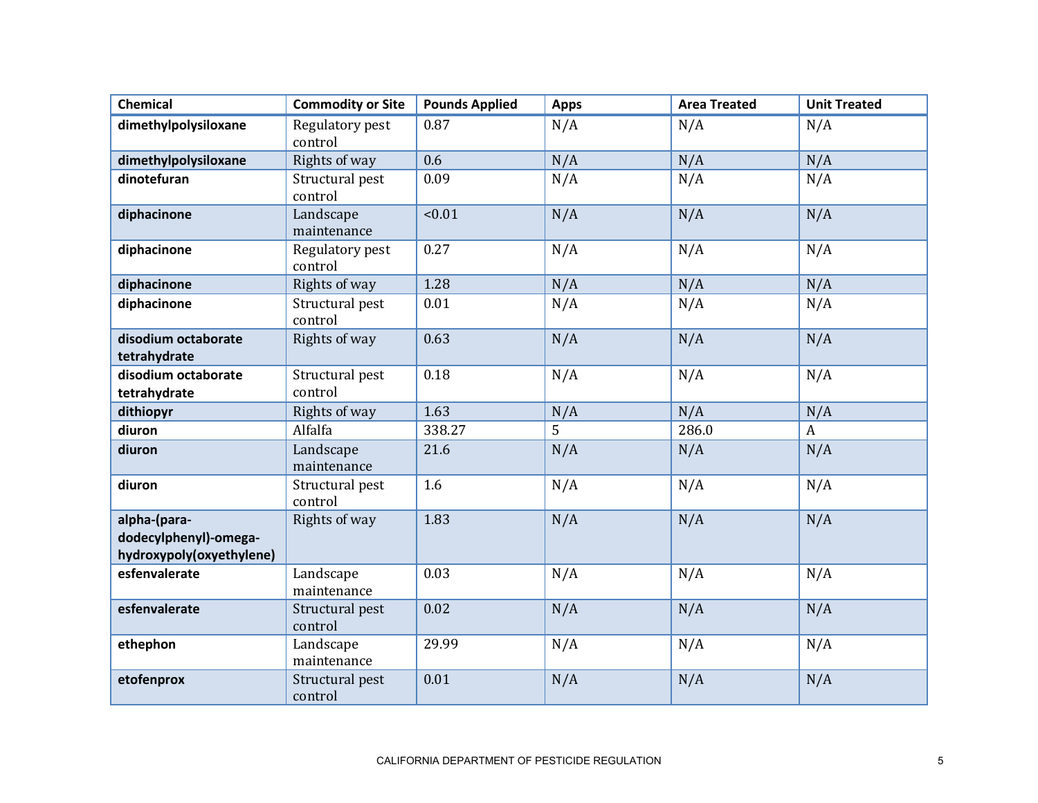| Chemical | Commodity or Site | Pounds Applied | Apps | Area Treated | Unit Treated |
|---|---|---|---|---|---|
| **dimethylpolysiloxane** | Regulatory pest control | 0.87 | N/A | N/A | N/A |
| **dimethylpolysiloxane** | Rights of way | 0.6 | N/A | N/A | N/A |
| **dinotefuran** | Structural pest control | 0.09 | N/A | N/A | N/A |
| **diphacinone** | Landscape maintenance | <0.01 | N/A | N/A | N/A |
| **diphacinone** | Regulatory pest control | 0.27 | N/A | N/A | N/A |
| **diphacinone** | Rights of way | 1.28 | N/A | N/A | N/A |
| **diphacinone** | Structural pest control | 0.01 | N/A | N/A | N/A |
| **disodium octaborate tetrahydrate** | Rights of way | 0.63 | N/A | N/A | N/A |
| **disodium octaborate tetrahydrate** | Structural pest control | 0.18 | N/A | N/A | N/A |
| **dithiopyr** | Rights of way | 1.63 | N/A | N/A | N/A |
| **diuron** | Alfalfa | 338.27 | 5 | 286.0 | A |
| **diuron** | Landscape maintenance | 21.6 | N/A | N/A | N/A |
| **diuron** | Structural pest control | 1.6 | N/A | N/A | N/A |
| **alpha-(para-dodecylphenyl)-omega-hydroxypoly(oxyethylene)** | Rights of way | 1.83 | N/A | N/A | N/A |
| **esfenvalerate** | Landscape maintenance | 0.03 | N/A | N/A | N/A |
| **esfenvalerate** | Structural pest control | 0.02 | N/A | N/A | N/A |
| **ethephon** | Landscape maintenance | 29.99 | N/A | N/A | N/A |
| **etofenprox** | Structural pest control | 0.01 | N/A | N/A | N/A |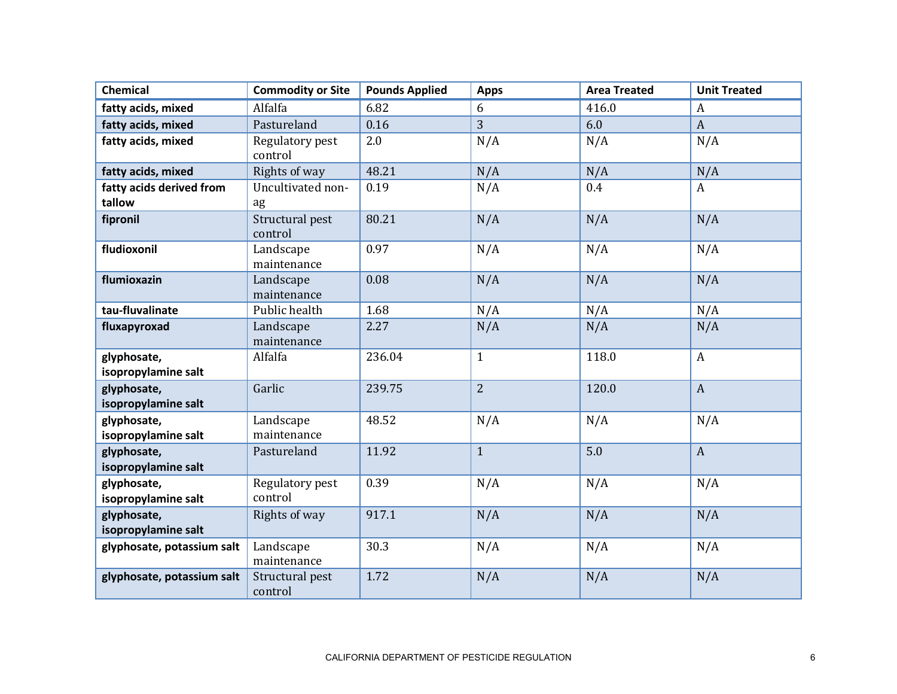| Chemical | Commodity or Site | Pounds Applied | Apps | Area Treated | Unit Treated |
|---|---|---|---|---|---|
| **fatty acids, mixed** | Alfalfa | 6.82 | 6 | 416.0 | A |
| **fatty acids, mixed** | Pastureland | 0.16 | 3 | 6.0 | A |
| **fatty acids, mixed** | Regulatory pest control | 2.0 | N/A | N/A | N/A |
| **fatty acids, mixed** | Rights of way | 48.21 | N/A | N/A | N/A |
| **fatty acids derived from tallow** | Uncultivated non-ag | 0.19 | N/A | 0.4 | A |
| **fipronil** | Structural pest control | 80.21 | N/A | N/A | N/A |
| **fludioxonil** | Landscape maintenance | 0.97 | N/A | N/A | N/A |
| **flumioxazin** | Landscape maintenance | 0.08 | N/A | N/A | N/A |
| **tau-fluvalinate** | Public health | 1.68 | N/A | N/A | N/A |
| **fluxapyroxad** | Landscape maintenance | 2.27 | N/A | N/A | N/A |
| **glyphosate, isopropylamine salt** | Alfalfa | 236.04 | 1 | 118.0 | A |
| **glyphosate, isopropylamine salt** | Garlic | 239.75 | 2 | 120.0 | A |
| **glyphosate, isopropylamine salt** | Landscape maintenance | 48.52 | N/A | N/A | N/A |
| **glyphosate, isopropylamine salt** | Pastureland | 11.92 | 1 | 5.0 | A |
| **glyphosate, isopropylamine salt** | Regulatory pest control | 0.39 | N/A | N/A | N/A |
| **glyphosate, isopropylamine salt** | Rights of way | 917.1 | N/A | N/A | N/A |
| **glyphosate, potassium salt** | Landscape maintenance | 30.3 | N/A | N/A | N/A |
| **glyphosate, potassium salt** | Structural pest control | 1.72 | N/A | N/A | N/A |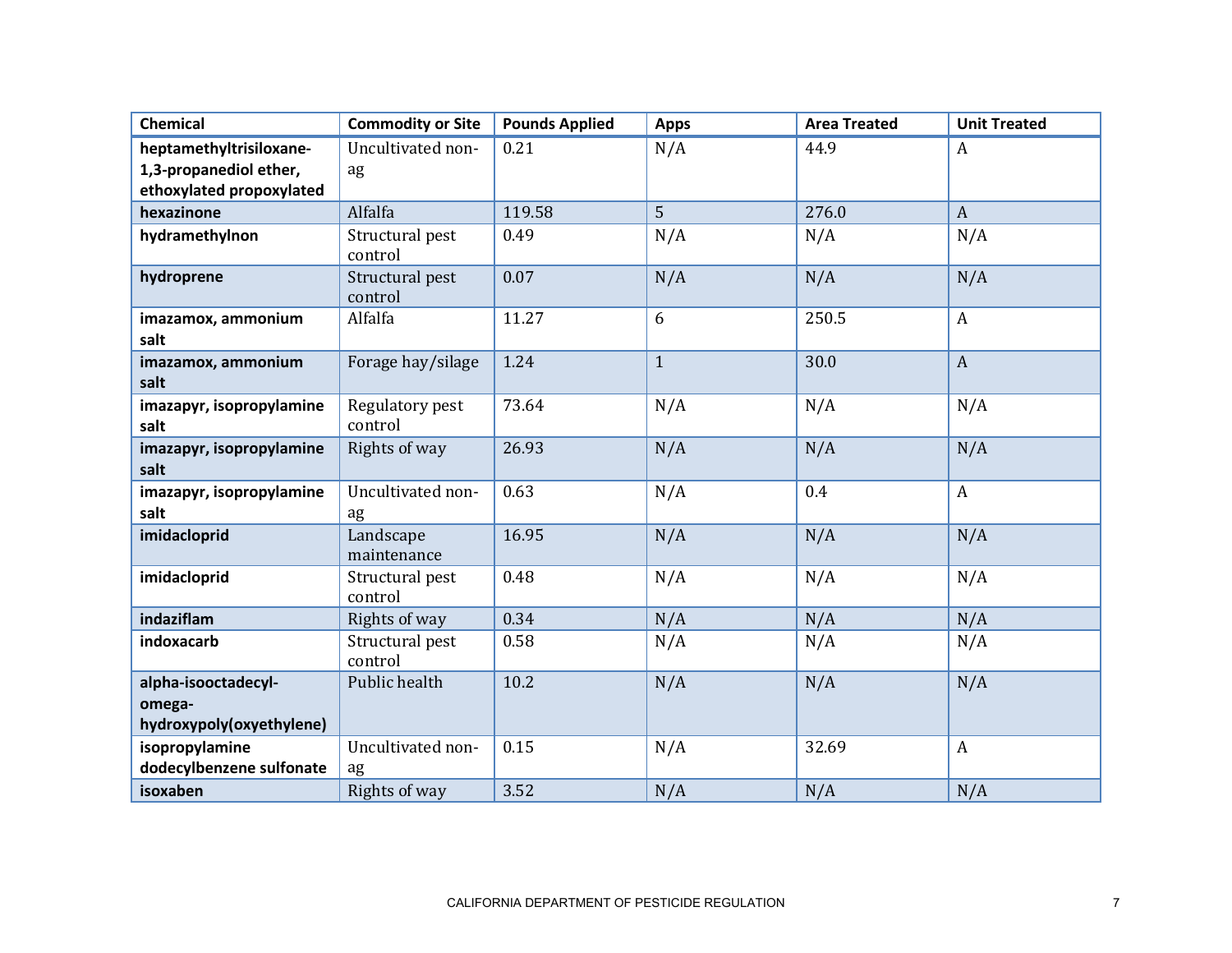| Chemical | Commodity or Site | Pounds Applied | Apps | Area Treated | Unit Treated |
|---|---|---|---|---|---|
| **heptamethyltrisiloxane-1,3-propanediol ether, ethoxylated propoxylated** | Uncultivated non-ag | 0.21 | N/A | 44.9 | A |
| **hexazinone** | Alfalfa | 119.58 | 5 | 276.0 | A |
| **hydramethylnon** | Structural pest control | 0.49 | N/A | N/A | N/A |
| **hydroprene** | Structural pest control | 0.07 | N/A | N/A | N/A |
| **imazamox, ammonium salt** | Alfalfa | 11.27 | 6 | 250.5 | A |
| **imazamox, ammonium salt** | Forage hay/silage | 1.24 | 1 | 30.0 | A |
| **imazapyr, isopropylamine salt** | Regulatory pest control | 73.64 | N/A | N/A | N/A |
| **imazapyr, isopropylamine salt** | Rights of way | 26.93 | N/A | N/A | N/A |
| **imazapyr, isopropylamine salt** | Uncultivated non-ag | 0.63 | N/A | 0.4 | A |
| **imidacloprid** | Landscape maintenance | 16.95 | N/A | N/A | N/A |
| **imidacloprid** | Structural pest control | 0.48 | N/A | N/A | N/A |
| **indaziflam** | Rights of way | 0.34 | N/A | N/A | N/A |
| **indoxacarb** | Structural pest control | 0.58 | N/A | N/A | N/A |
| **alpha-isooctadecyl-omega-hydroxypoly(oxyethylene)** | Public health | 10.2 | N/A | N/A | N/A |
| **isopropylamine dodecylbenzene sulfonate** | Uncultivated non-ag | 0.15 | N/A | 32.69 | A |
| **isoxaben** | Rights of way | 3.52 | N/A | N/A | N/A |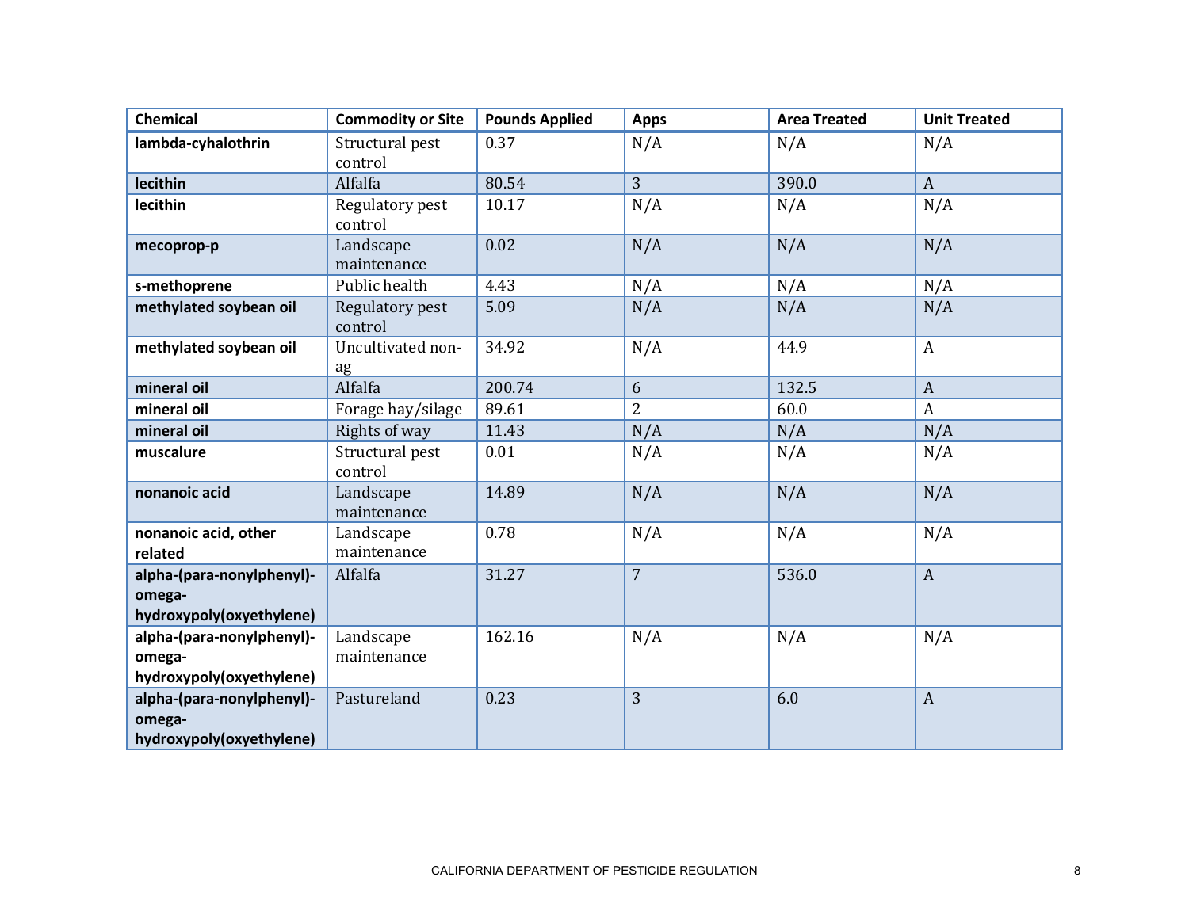| Chemical | Commodity or Site | Pounds Applied | Apps | Area Treated | Unit Treated |
|---|---|---|---|---|---|
| **lambda-cyhalothrin** | Structural pest control | 0.37 | N/A | N/A | N/A |
| **lecithin** | Alfalfa | 80.54 | 3 | 390.0 | A |
| **lecithin** | Regulatory pest control | 10.17 | N/A | N/A | N/A |
| **mecoprop-p** | Landscape maintenance | 0.02 | N/A | N/A | N/A |
| **s-methoprene** | Public health | 4.43 | N/A | N/A | N/A |
| **methylated soybean oil** | Regulatory pest control | 5.09 | N/A | N/A | N/A |
| **methylated soybean oil** | Uncultivated non-ag | 34.92 | N/A | 44.9 | A |
| **mineral oil** | Alfalfa | 200.74 | 6 | 132.5 | A |
| **mineral oil** | Forage hay/silage | 89.61 | 2 | 60.0 | A |
| **mineral oil** | Rights of way | 11.43 | N/A | N/A | N/A |
| **muscalure** | Structural pest control | 0.01 | N/A | N/A | N/A |
| **nonanoic acid** | Landscape maintenance | 14.89 | N/A | N/A | N/A |
| **nonanoic acid, other related** | Landscape maintenance | 0.78 | N/A | N/A | N/A |
| **alpha-(para-nonylphenyl)-omega-hydroxypoly(oxyethylene)** | Alfalfa | 31.27 | 7 | 536.0 | A |
| **alpha-(para-nonylphenyl)-omega-hydroxypoly(oxyethylene)** | Landscape maintenance | 162.16 | N/A | N/A | N/A |
| **alpha-(para-nonylphenyl)-omega-hydroxypoly(oxyethylene)** | Pastureland | 0.23 | 3 | 6.0 | A |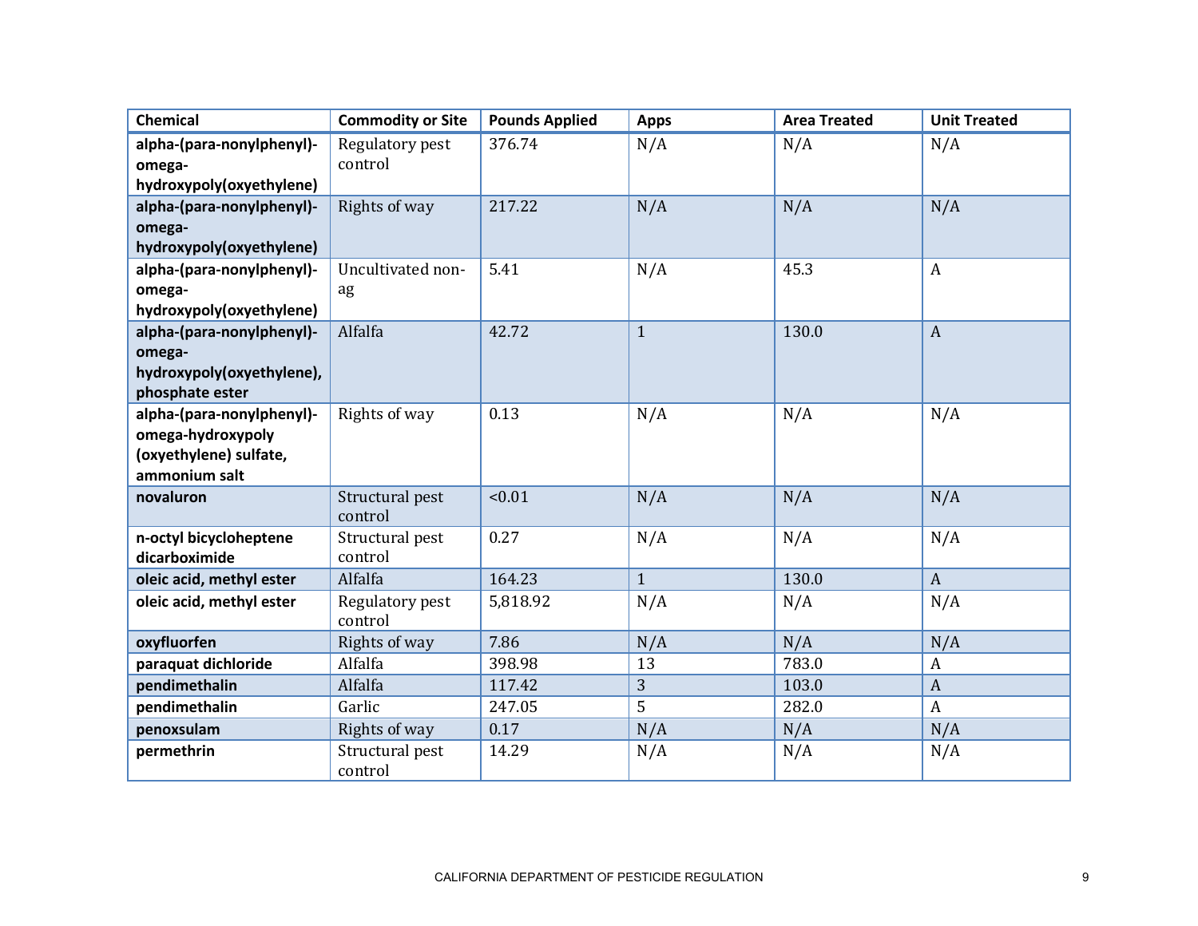| Chemical | Commodity or Site | Pounds Applied | Apps | Area Treated | Unit Treated |
|---|---|---|---|---|---|
| **alpha-(para-nonylphenyl)-omega-hydroxypoly(oxyethylene)** | Regulatory pest control | 376.74 | N/A | N/A | N/A |
| **alpha-(para-nonylphenyl)-omega-hydroxypoly(oxyethylene)** | Rights of way | 217.22 | N/A | N/A | N/A |
| **alpha-(para-nonylphenyl)-omega-hydroxypoly(oxyethylene)** | Uncultivated non-ag | 5.41 | N/A | 45.3 | A |
| **alpha-(para-nonylphenyl)-omega-hydroxypoly(oxyethylene), phosphate ester** | Alfalfa | 42.72 | 1 | 130.0 | A |
| **alpha-(para-nonylphenyl)-omega-hydroxypoly (oxyethylene) sulfate, ammonium salt** | Rights of way | 0.13 | N/A | N/A | N/A |
| **novaluron** | Structural pest control | <0.01 | N/A | N/A | N/A |
| **n-octyl bicycloheptene dicarboximide** | Structural pest control | 0.27 | N/A | N/A | N/A |
| **oleic acid, methyl ester** | Alfalfa | 164.23 | 1 | 130.0 | A |
| **oleic acid, methyl ester** | Regulatory pest control | 5,818.92 | N/A | N/A | N/A |
| **oxyfluorfen** | Rights of way | 7.86 | N/A | N/A | N/A |
| **paraquat dichloride** | Alfalfa | 398.98 | 13 | 783.0 | A |
| **pendimethalin** | Alfalfa | 117.42 | 3 | 103.0 | A |
| **pendimethalin** | Garlic | 247.05 | 5 | 282.0 | A |
| **penoxsulam** | Rights of way | 0.17 | N/A | N/A | N/A |
| **permethrin** | Structural pest control | 14.29 | N/A | N/A | N/A |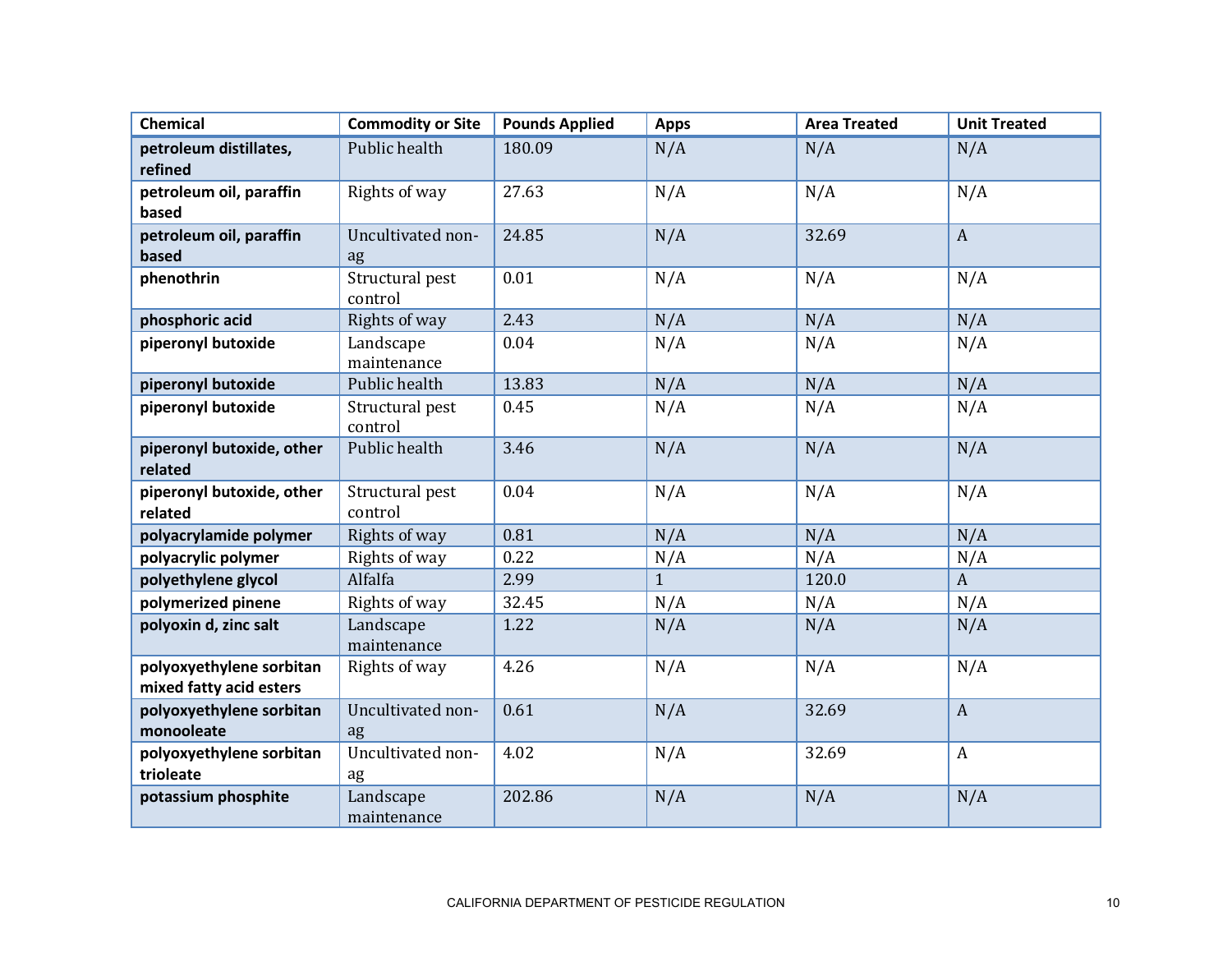| Chemical | Commodity or Site | Pounds Applied | Apps | Area Treated | Unit Treated |
| --- | --- | --- | --- | --- | --- |
| **petroleum distillates, refined** | Public health | 180.09 | N/A | N/A | N/A |
| **petroleum oil, paraffin based** | Rights of way | 27.63 | N/A | N/A | N/A |
| **petroleum oil, paraffin based** | Uncultivated non-ag | 24.85 | N/A | 32.69 | A |
| **phenothrin** | Structural pest control | 0.01 | N/A | N/A | N/A |
| **phosphoric acid** | Rights of way | 2.43 | N/A | N/A | N/A |
| **piperonyl butoxide** | Landscape maintenance | 0.04 | N/A | N/A | N/A |
| **piperonyl butoxide** | Public health | 13.83 | N/A | N/A | N/A |
| **piperonyl butoxide** | Structural pest control | 0.45 | N/A | N/A | N/A |
| **piperonyl butoxide, other related** | Public health | 3.46 | N/A | N/A | N/A |
| **piperonyl butoxide, other related** | Structural pest control | 0.04 | N/A | N/A | N/A |
| **polyacrylamide polymer** | Rights of way | 0.81 | N/A | N/A | N/A |
| **polyacrylic polymer** | Rights of way | 0.22 | N/A | N/A | N/A |
| **polyethylene glycol** | Alfalfa | 2.99 | 1 | 120.0 | A |
| **polymerized pinene** | Rights of way | 32.45 | N/A | N/A | N/A |
| **polyoxin d, zinc salt** | Landscape maintenance | 1.22 | N/A | N/A | N/A |
| **polyoxyethylene sorbitan mixed fatty acid esters** | Rights of way | 4.26 | N/A | N/A | N/A |
| **polyoxyethylene sorbitan monooleate** | Uncultivated non-ag | 0.61 | N/A | 32.69 | A |
| **polyoxyethylene sorbitan trioleate** | Uncultivated non-ag | 4.02 | N/A | 32.69 | A |
| **potassium phosphite** | Landscape maintenance | 202.86 | N/A | N/A | N/A |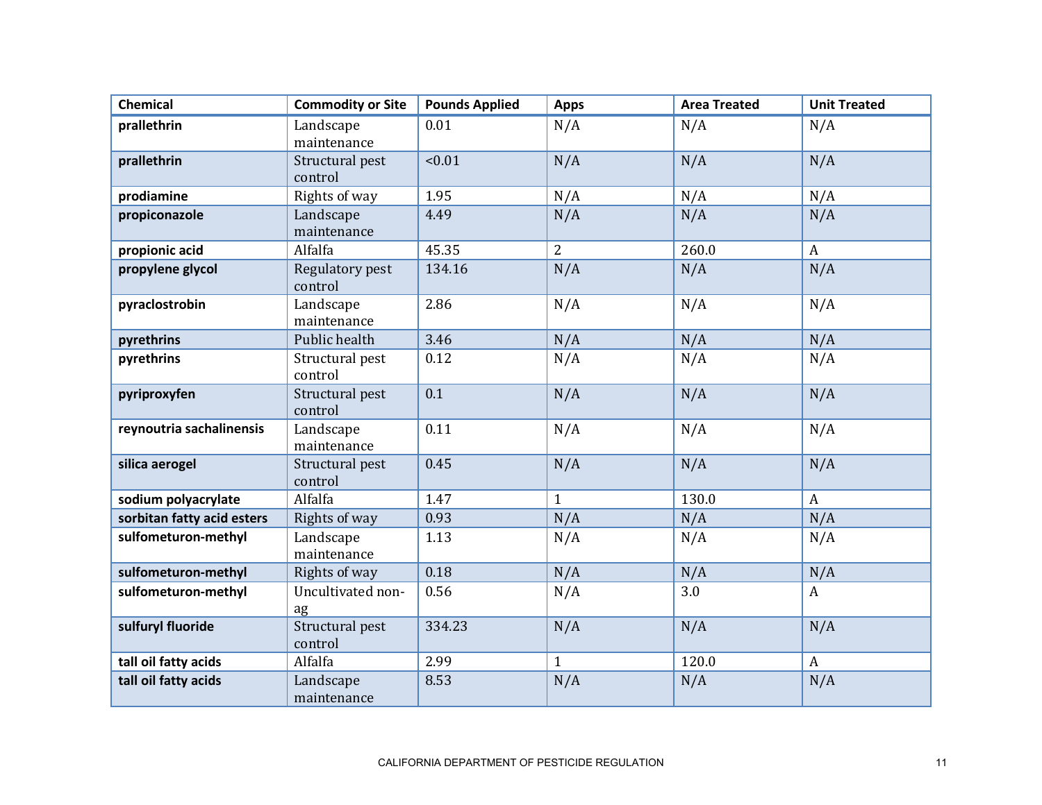| Chemical | Commodity or Site | Pounds Applied | Apps | Area Treated | Unit Treated |
|---|---|---|---|---|---|
| **prallethrin** | Landscape maintenance | 0.01 | N/A | N/A | N/A |
| **prallethrin** | Structural pest control | <0.01 | N/A | N/A | N/A |
| **prodiamine** | Rights of way | 1.95 | N/A | N/A | N/A |
| **propiconazole** | Landscape maintenance | 4.49 | N/A | N/A | N/A |
| **propionic acid** | Alfalfa | 45.35 | 2 | 260.0 | A |
| **propylene glycol** | Regulatory pest control | 134.16 | N/A | N/A | N/A |
| **pyraclostrobin** | Landscape maintenance | 2.86 | N/A | N/A | N/A |
| **pyrethrins** | Public health | 3.46 | N/A | N/A | N/A |
| **pyrethrins** | Structural pest control | 0.12 | N/A | N/A | N/A |
| **pyriproxyfen** | Structural pest control | 0.1 | N/A | N/A | N/A |
| **reynoutria sachalinensis** | Landscape maintenance | 0.11 | N/A | N/A | N/A |
| **silica aerogel** | Structural pest control | 0.45 | N/A | N/A | N/A |
| **sodium polyacrylate** | Alfalfa | 1.47 | 1 | 130.0 | A |
| **sorbitan fatty acid esters** | Rights of way | 0.93 | N/A | N/A | N/A |
| **sulfometuron-methyl** | Landscape maintenance | 1.13 | N/A | N/A | N/A |
| **sulfometuron-methyl** | Rights of way | 0.18 | N/A | N/A | N/A |
| **sulfometuron-methyl** | Uncultivated non-ag | 0.56 | N/A | 3.0 | A |
| **sulfuryl fluoride** | Structural pest control | 334.23 | N/A | N/A | N/A |
| **tall oil fatty acids** | Alfalfa | 2.99 | 1 | 120.0 | A |
| **tall oil fatty acids** | Landscape maintenance | 8.53 | N/A | N/A | N/A |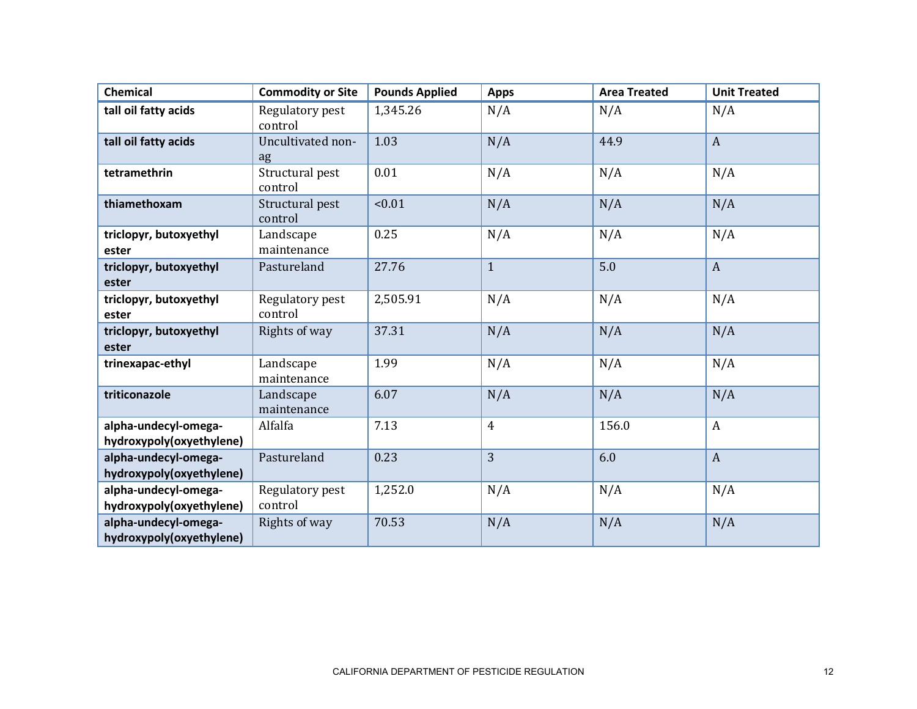| Chemical | Commodity or Site | Pounds Applied | Apps | Area Treated | Unit Treated |
|---|---|---|---|---|---|
| **tall oil fatty acids** | Regulatory pest control | 1,345.26 | N/A | N/A | N/A |
| **tall oil fatty acids** | Uncultivated non-ag | 1.03 | N/A | 44.9 | A |
| **tetramethrin** | Structural pest control | 0.01 | N/A | N/A | N/A |
| **thiamethoxam** | Structural pest control | <0.01 | N/A | N/A | N/A |
| **triclopyr, butoxyethyl ester** | Landscape maintenance | 0.25 | N/A | N/A | N/A |
| **triclopyr, butoxyethyl ester** | Pastureland | 27.76 | 1 | 5.0 | A |
| **triclopyr, butoxyethyl ester** | Regulatory pest control | 2,505.91 | N/A | N/A | N/A |
| **triclopyr, butoxyethyl ester** | Rights of way | 37.31 | N/A | N/A | N/A |
| **trinexapac-ethyl** | Landscape maintenance | 1.99 | N/A | N/A | N/A |
| **triticonazole** | Landscape maintenance | 6.07 | N/A | N/A | N/A |
| **alpha-undecyl-omega-hydroxypoly(oxyethylene)** | Alfalfa | 7.13 | 4 | 156.0 | A |
| **alpha-undecyl-omega-hydroxypoly(oxyethylene)** | Pastureland | 0.23 | 3 | 6.0 | A |
| **alpha-undecyl-omega-hydroxypoly(oxyethylene)** | Regulatory pest control | 1,252.0 | N/A | N/A | N/A |
| **alpha-undecyl-omega-hydroxypoly(oxyethylene)** | Rights of way | 70.53 | N/A | N/A | N/A |